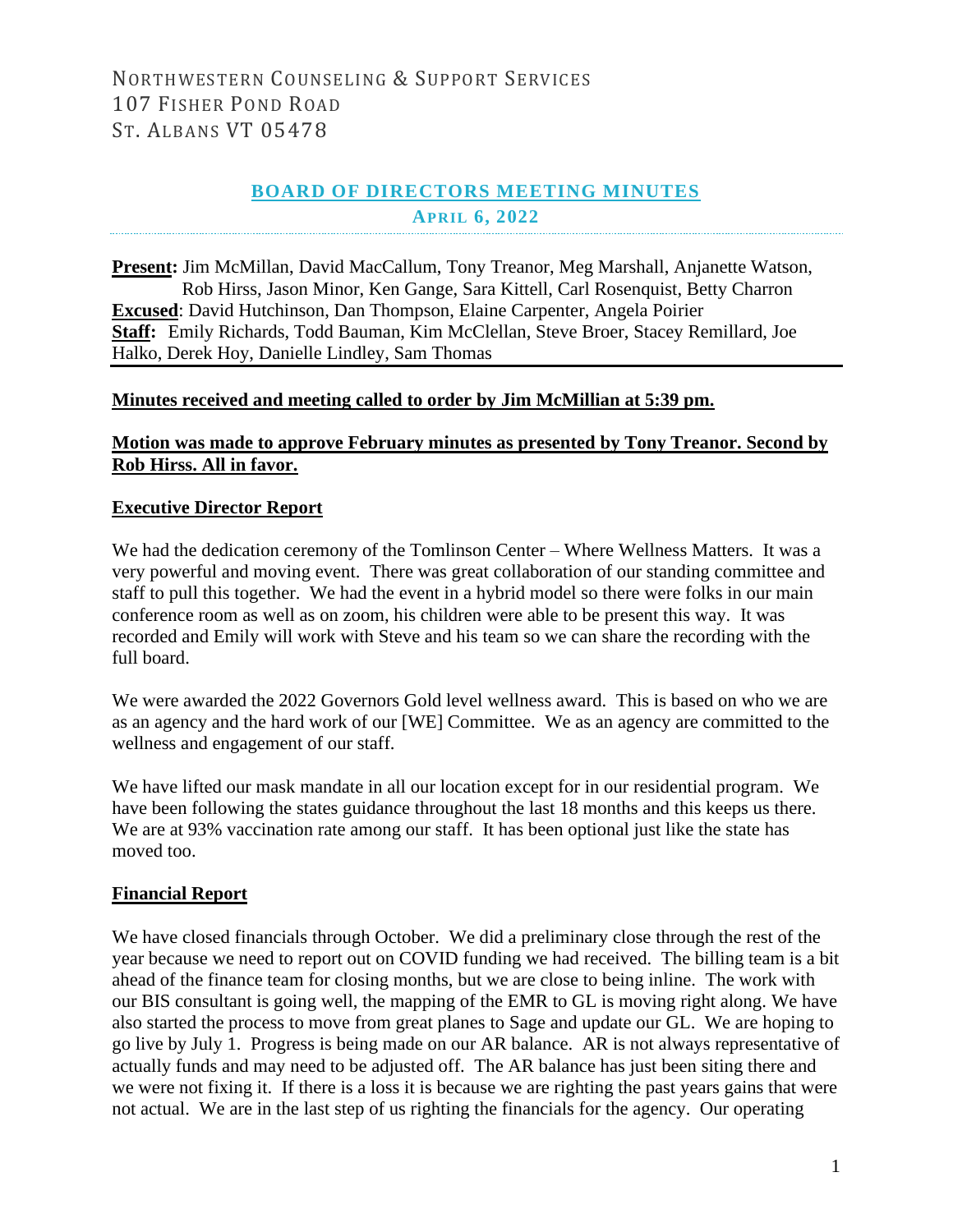NORTHWESTERN COUNSELING & SUPPORT SERVICES
107 FISHER POND ROAD
ST. ALBANS VT 05478

## BOARD OF DIRECTORS MEETING MINUTES

### APRIL 6, 2022

**Present:** Jim McMillan, David MacCallum, Tony Treanor, Meg Marshall, Anjanette Watson, Rob Hirss, Jason Minor, Ken Gange, Sara Kittell, Carl Rosenquist, Betty Charron
**Excused**: David Hutchinson, Dan Thompson, Elaine Carpenter, Angela Poirier
**Staff:** Emily Richards, Todd Bauman, Kim McClellan, Steve Broer, Stacey Remillard, Joe Halko, Derek Hoy, Danielle Lindley, Sam Thomas

**Minutes received and meeting called to order by Jim McMillian at 5:39 pm.**

**Motion was made to approve February minutes as presented by Tony Treanor. Second by Rob Hirss. All in favor.**

**Executive Director Report**

We had the dedication ceremony of the Tomlinson Center – Where Wellness Matters. It was a very powerful and moving event. There was great collaboration of our standing committee and staff to pull this together. We had the event in a hybrid model so there were folks in our main conference room as well as on zoom, his children were able to be present this way. It was recorded and Emily will work with Steve and his team so we can share the recording with the full board.

We were awarded the 2022 Governors Gold level wellness award. This is based on who we are as an agency and the hard work of our [WE] Committee. We as an agency are committed to the wellness and engagement of our staff.

We have lifted our mask mandate in all our location except for in our residential program. We have been following the states guidance throughout the last 18 months and this keeps us there. We are at 93% vaccination rate among our staff. It has been optional just like the state has moved too.

**Financial Report**

We have closed financials through October. We did a preliminary close through the rest of the year because we need to report out on COVID funding we had received. The billing team is a bit ahead of the finance team for closing months, but we are close to being inline. The work with our BIS consultant is going well, the mapping of the EMR to GL is moving right along. We have also started the process to move from great planes to Sage and update our GL. We are hoping to go live by July 1. Progress is being made on our AR balance. AR is not always representative of actually funds and may need to be adjusted off. The AR balance has just been siting there and we were not fixing it. If there is a loss it is because we are righting the past years gains that were not actual. We are in the last step of us righting the financials for the agency. Our operating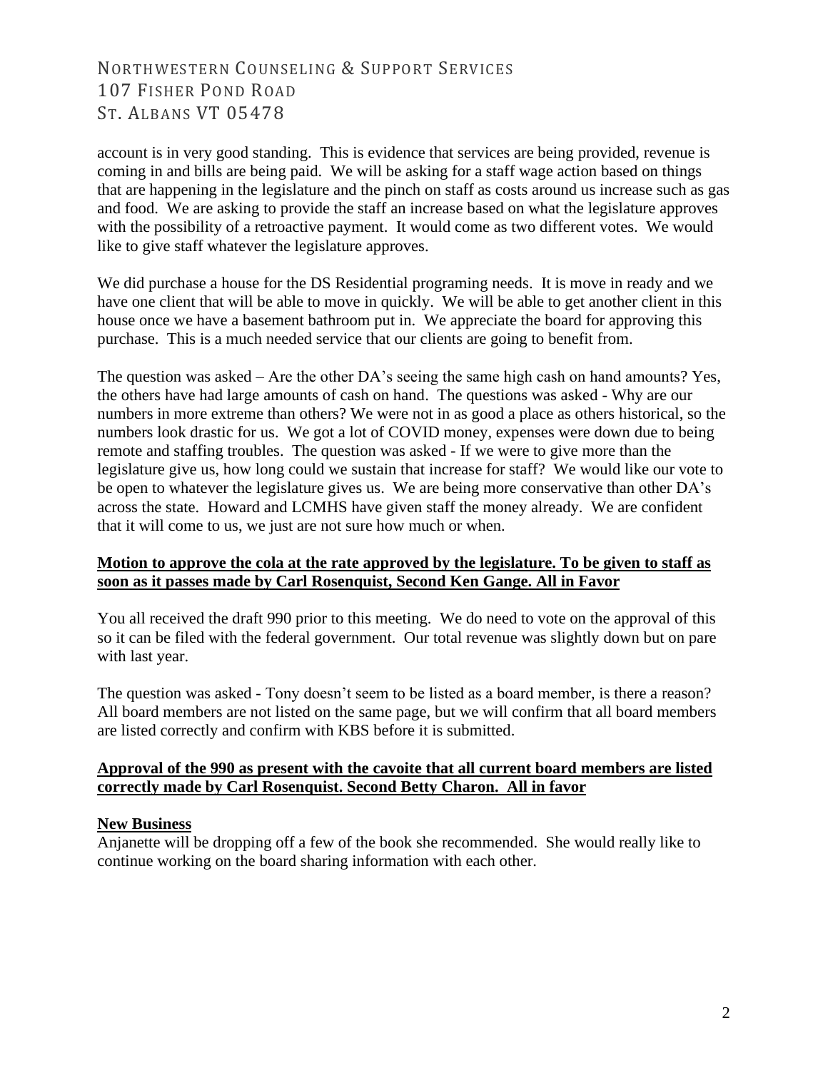account is in very good standing. This is evidence that services are being provided, revenue is coming in and bills are being paid. We will be asking for a staff wage action based on things that are happening in the legislature and the pinch on staff as costs around us increase such as gas and food. We are asking to provide the staff an increase based on what the legislature approves with the possibility of a retroactive payment. It would come as two different votes. We would like to give staff whatever the legislature approves.

We did purchase a house for the DS Residential programing needs. It is move in ready and we have one client that will be able to move in quickly. We will be able to get another client in this house once we have a basement bathroom put in. We appreciate the board for approving this purchase. This is a much needed service that our clients are going to benefit from.

The question was asked – Are the other DA's seeing the same high cash on hand amounts? Yes, the others have had large amounts of cash on hand. The questions was asked - Why are our numbers in more extreme than others? We were not in as good a place as others historical, so the numbers look drastic for us. We got a lot of COVID money, expenses were down due to being remote and staffing troubles. The question was asked - If we were to give more than the legislature give us, how long could we sustain that increase for staff? We would like our vote to be open to whatever the legislature gives us. We are being more conservative than other DA's across the state. Howard and LCMHS have given staff the money already. We are confident that it will come to us, we just are not sure how much or when.

**Motion to approve the cola at the rate approved by the legislature. To be given to staff as soon as it passes made by Carl Rosenquist, Second Ken Gange. All in Favor**

You all received the draft 990 prior to this meeting. We do need to vote on the approval of this so it can be filed with the federal government. Our total revenue was slightly down but on pare with last year.

The question was asked - Tony doesn't seem to be listed as a board member, is there a reason? All board members are not listed on the same page, but we will confirm that all board members are listed correctly and confirm with KBS before it is submitted.

**Approval of the 990 as present with the cavoite that all current board members are listed correctly made by Carl Rosenquist. Second Betty Charon. All in favor**

**New Business**

Anjanette will be dropping off a few of the book she recommended. She would really like to continue working on the board sharing information with each other.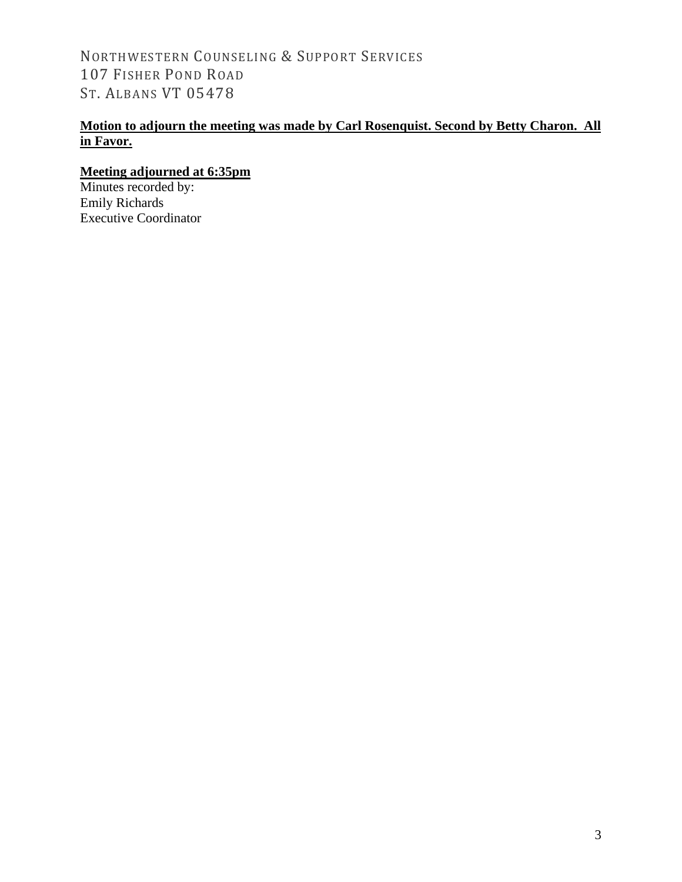**Motion to adjourn the meeting was made by Carl Rosenquist. Second by Betty Charon. All in Favor.**

**Meeting adjourned at 6:35pm**

Minutes recorded by:
Emily Richards
Executive Coordinator